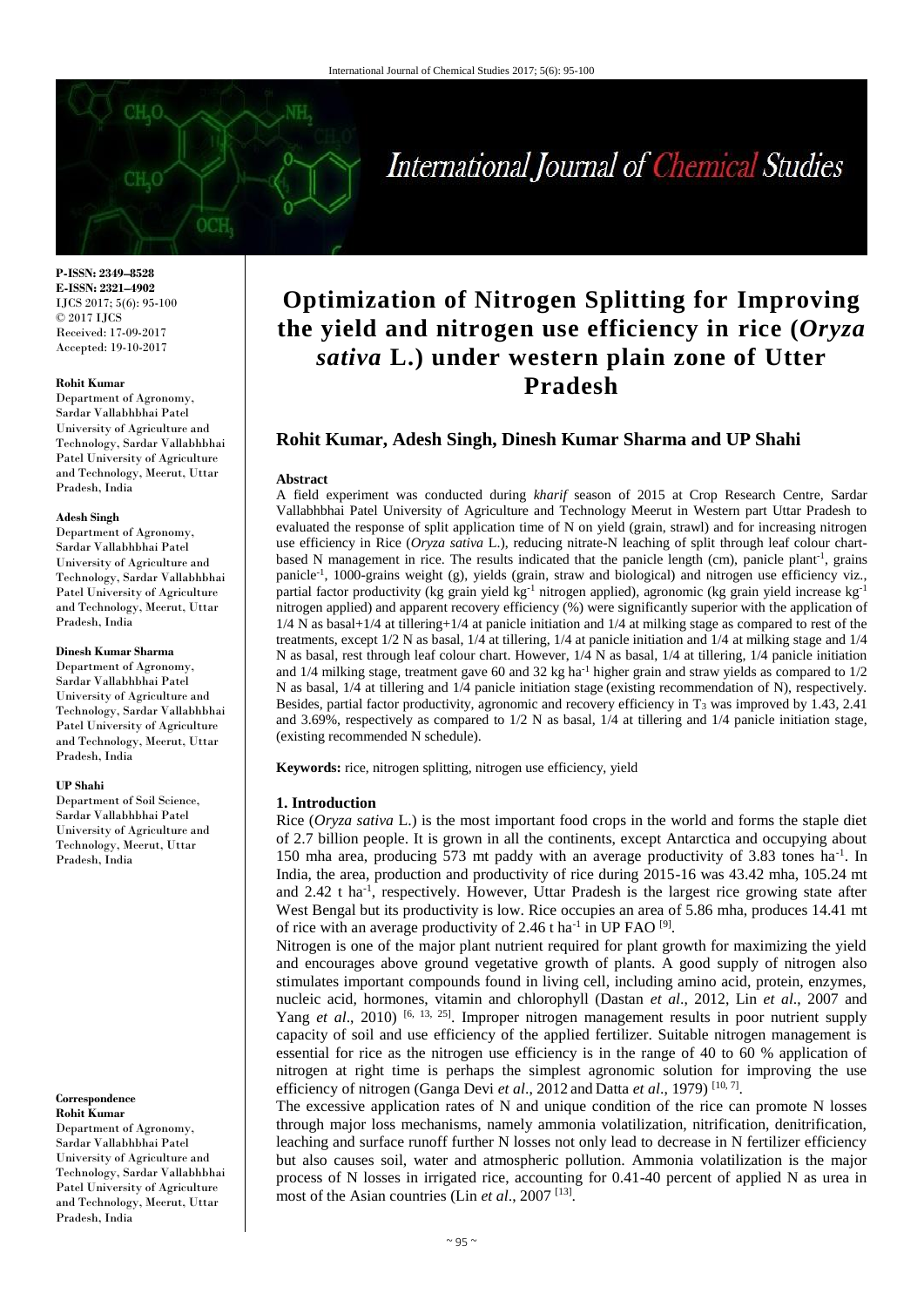**P-ISSN: 2349–8528**
**E-ISSN: 2321–4902**
IJCS 2017; 5(6): 95-100
© 2017 IJCS
Received: 17-09-2017
Accepted: 19-10-2017

**Rohit Kumar**
Department of Agronomy, Sardar Vallabhbhai Patel University of Agriculture and Technology, Sardar Vallabhbhai Patel University of Agriculture and Technology, Meerut, Uttar Pradesh, India

**Adesh Singh**
Department of Agronomy, Sardar Vallabhbhai Patel University of Agriculture and Technology, Sardar Vallabhbhai Patel University of Agriculture and Technology, Meerut, Uttar Pradesh, India

**Dinesh Kumar Sharma**
Department of Agronomy, Sardar Vallabhbhai Patel University of Agriculture and Technology, Sardar Vallabhbhai Patel University of Agriculture and Technology, Meerut, Uttar Pradesh, India

**UP Shahi**
Department of Soil Science, Sardar Vallabhbhai Patel University of Agriculture and Technology, Meerut, Uttar Pradesh, India

**Correspondence**
**Rohit Kumar**
Department of Agronomy, Sardar Vallabhbhai Patel University of Agriculture and Technology, Sardar Vallabhbhai Patel University of Agriculture and Technology, Meerut, Uttar Pradesh, India

# Optimization of Nitrogen Splitting for Improving the yield and nitrogen use efficiency in rice (*Oryza sativa* L.) under western plain zone of Utter Pradesh

**Rohit Kumar, Adesh Singh, Dinesh Kumar Sharma and UP Shahi**

## Abstract

A field experiment was conducted during *kharif* season of 2015 at Crop Research Centre, Sardar Vallabhbhai Patel University of Agriculture and Technology Meerut in Western part Uttar Pradesh to evaluated the response of split application time of N on yield (grain, strawl) and for increasing nitrogen use efficiency in Rice (*Oryza sativa* L.), reducing nitrate-N leaching of split through leaf colour chart-based N management in rice. The results indicated that the panicle length (cm), panicle plant$^{-1}$, grains panicle$^{-1}$, 1000-grains weight (g), yields (grain, straw and biological) and nitrogen use efficiency viz., partial factor productivity (kg grain yield kg$^{-1}$ nitrogen applied), agronomic (kg grain yield increase kg$^{-1}$ nitrogen applied) and apparent recovery efficiency (%) were significantly superior with the application of 1/4 N as basal+1/4 at tillering+1/4 at panicle initiation and 1/4 at milking stage as compared to rest of the treatments, except 1/2 N as basal, 1/4 at tillering, 1/4 at panicle initiation and 1/4 at milking stage and 1/4 N as basal, rest through leaf colour chart. However, 1/4 N as basal, 1/4 at tillering, 1/4 panicle initiation and 1/4 milking stage, treatment gave 60 and 32 kg ha$^{-1}$ higher grain and straw yields as compared to 1/2 N as basal, 1/4 at tillering and 1/4 panicle initiation stage (existing recommendation of N), respectively. Besides, partial factor productivity, agronomic and recovery efficiency in $T_3$ was improved by 1.43, 2.41 and 3.69%, respectively as compared to 1/2 N as basal, 1/4 at tillering and 1/4 panicle initiation stage, (existing recommended N schedule).

**Keywords:** rice, nitrogen splitting, nitrogen use efficiency, yield

## 1. Introduction

Rice (*Oryza sativa* L.) is the most important food crops in the world and forms the staple diet of 2.7 billion people. It is grown in all the continents, except Antarctica and occupying about 150 mha area, producing 573 mt paddy with an average productivity of 3.83 tones ha$^{-1}$. In India, the area, production and productivity of rice during 2015-16 was 43.42 mha, 105.24 mt and 2.42 t ha$^{-1}$, respectively. However, Uttar Pradesh is the largest rice growing state after West Bengal but its productivity is low. Rice occupies an area of 5.86 mha, produces 14.41 mt of rice with an average productivity of 2.46 t ha$^{-1}$ in UP FAO [9].

Nitrogen is one of the major plant nutrient required for plant growth for maximizing the yield and encourages above ground vegetative growth of plants. A good supply of nitrogen also stimulates important compounds found in living cell, including amino acid, protein, enzymes, nucleic acid, hormones, vitamin and chlorophyll (Dastan *et al*., 2012, Lin *et al*., 2007 and Yang *et al*., 2010) [6, 13, 25]. Improper nitrogen management results in poor nutrient supply capacity of soil and use efficiency of the applied fertilizer. Suitable nitrogen management is essential for rice as the nitrogen use efficiency is in the range of 40 to 60 % application of nitrogen at right time is perhaps the simplest agronomic solution for improving the use efficiency of nitrogen (Ganga Devi *et al*., 2012 and Datta *et al*., 1979) [10, 7].

The excessive application rates of N and unique condition of the rice can promote N losses through major loss mechanisms, namely ammonia volatilization, nitrification, denitrification, leaching and surface runoff further N losses not only lead to decrease in N fertilizer efficiency but also causes soil, water and atmospheric pollution. Ammonia volatilization is the major process of N losses in irrigated rice, accounting for 0.41-40 percent of applied N as urea in most of the Asian countries (Lin *et al*., 2007 [13].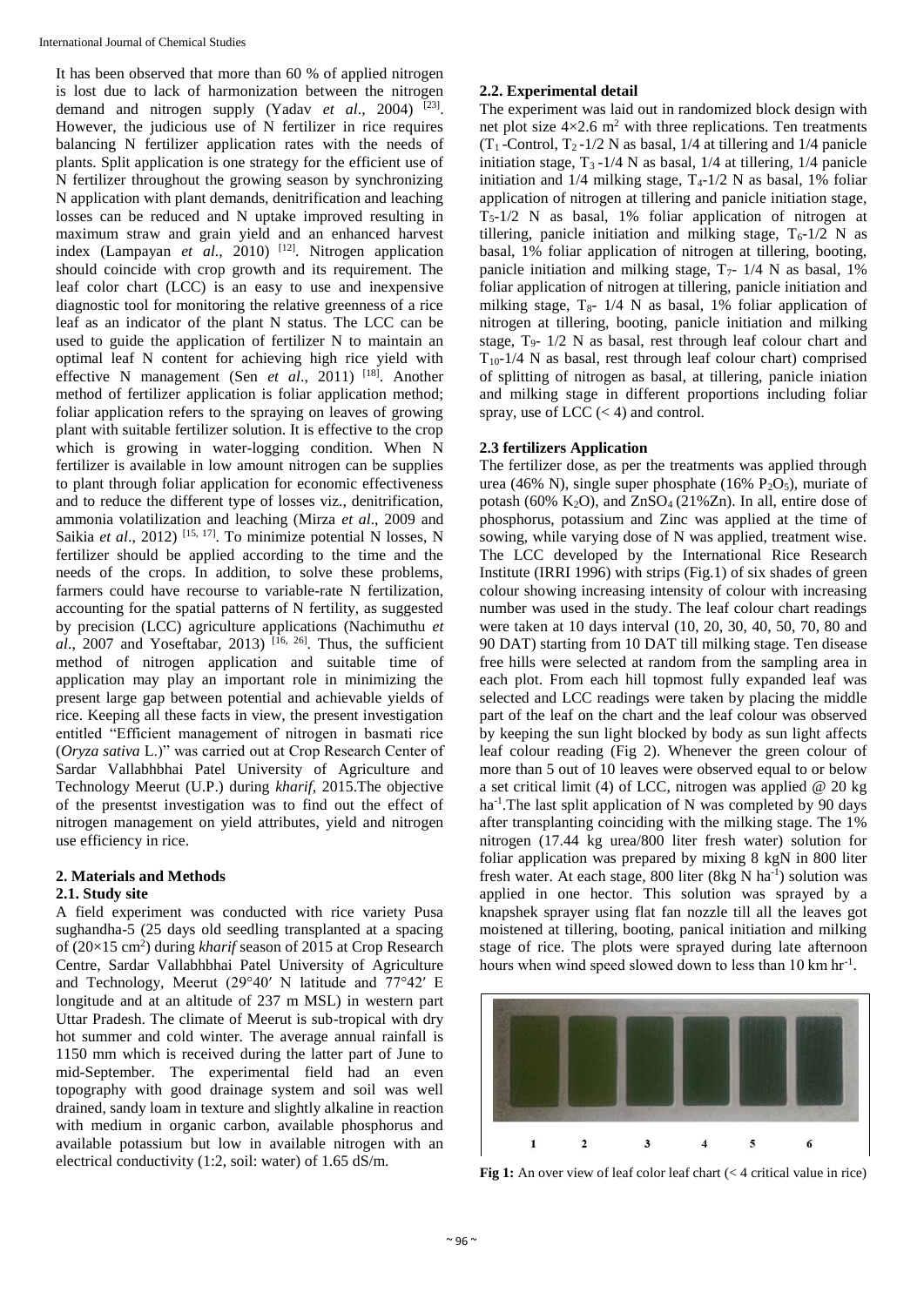It has been observed that more than 60 % of applied nitrogen is lost due to lack of harmonization between the nitrogen demand and nitrogen supply (Yadav *et al*., 2004) [23]. However, the judicious use of N fertilizer in rice requires balancing N fertilizer application rates with the needs of plants. Split application is one strategy for the efficient use of N fertilizer throughout the growing season by synchronizing N application with plant demands, denitrification and leaching losses can be reduced and N uptake improved resulting in maximum straw and grain yield and an enhanced harvest index (Lampayan *et al*., 2010) [12]. Nitrogen application should coincide with crop growth and its requirement. The leaf color chart (LCC) is an easy to use and inexpensive diagnostic tool for monitoring the relative greenness of a rice leaf as an indicator of the plant N status. The LCC can be used to guide the application of fertilizer N to maintain an optimal leaf N content for achieving high rice yield with effective N management (Sen *et al*., 2011) [18]. Another method of fertilizer application is foliar application method; foliar application refers to the spraying on leaves of growing plant with suitable fertilizer solution. It is effective to the crop which is growing in water-logging condition. When N fertilizer is available in low amount nitrogen can be supplies to plant through foliar application for economic effectiveness and to reduce the different type of losses viz., denitrification, ammonia volatilization and leaching (Mirza *et al*., 2009 and Saikia *et al*., 2012) [15, 17]. To minimize potential N losses, N fertilizer should be applied according to the time and the needs of the crops. In addition, to solve these problems, farmers could have recourse to variable-rate N fertilization, accounting for the spatial patterns of N fertility, as suggested by precision (LCC) agriculture applications (Nachimuthu *et al*., 2007 and Yoseftabar, 2013) [16, 26]. Thus, the sufficient method of nitrogen application and suitable time of application may play an important role in minimizing the present large gap between potential and achievable yields of rice. Keeping all these facts in view, the present investigation entitled "Efficient management of nitrogen in basmati rice (*Oryza sativa* L.)" was carried out at Crop Research Center of Sardar Vallabhbhai Patel University of Agriculture and Technology Meerut (U.P.) during *kharif*, 2015.The objective of the presentst investigation was to find out the effect of nitrogen management on yield attributes, yield and nitrogen use efficiency in rice.

## 2. Materials and Methods

### 2.1. Study site

A field experiment was conducted with rice variety Pusa sughandha-5 (25 days old seedling transplanted at a spacing of (20×15 $cm^2$) during *kharif* season of 2015 at Crop Research Centre, Sardar Vallabhbhai Patel University of Agriculture and Technology, Meerut (29°40′ N latitude and 77°42′ E longitude and at an altitude of 237 m MSL) in western part Uttar Pradesh. The climate of Meerut is sub-tropical with dry hot summer and cold winter. The average annual rainfall is 1150 mm which is received during the latter part of June to mid-September. The experimental field had an even topography with good drainage system and soil was well drained, sandy loam in texture and slightly alkaline in reaction with medium in organic carbon, available phosphorus and available potassium but low in available nitrogen with an electrical conductivity (1:2, soil: water) of 1.65 dS/m.

### 2.2. Experimental detail

The experiment was laid out in randomized block design with net plot size 4×2.6 $m^2$ with three replications. Ten treatments ($T_1$ -Control, $T_2$ -1/2 N as basal, 1/4 at tillering and 1/4 panicle initiation stage, $T_3$ -1/4 N as basal, 1/4 at tillering, 1/4 panicle initiation and 1/4 milking stage, $T_4$-1/2 N as basal, 1% foliar application of nitrogen at tillering and panicle initiation stage, $T_5$-1/2 N as basal, 1% foliar application of nitrogen at tillering, panicle initiation and milking stage, $T_6$-1/2 N as basal, 1% foliar application of nitrogen at tillering, booting, panicle initiation and milking stage, $T_7$- 1/4 N as basal, 1% foliar application of nitrogen at tillering, panicle initiation and milking stage, $T_8$- 1/4 N as basal, 1% foliar application of nitrogen at tillering, booting, panicle initiation and milking stage, $T_9$- 1/2 N as basal, rest through leaf colour chart and $T_{10}$-1/4 N as basal, rest through leaf colour chart) comprised of splitting of nitrogen as basal, at tillering, panicle iniation and milking stage in different proportions including foliar spray, use of LCC (< 4) and control.

### 2.3 fertilizers Application

The fertilizer dose, as per the treatments was applied through urea (46% N), single super phosphate (16% $P_2O_5$), muriate of potash (60% $K_2O$), and $ZnSO_4$ (21%Zn). In all, entire dose of phosphorus, potassium and Zinc was applied at the time of sowing, while varying dose of N was applied, treatment wise. The LCC developed by the International Rice Research Institute (IRRI 1996) with strips (Fig.1) of six shades of green colour showing increasing intensity of colour with increasing number was used in the study. The leaf colour chart readings were taken at 10 days interval (10, 20, 30, 40, 50, 70, 80 and 90 DAT) starting from 10 DAT till milking stage. Ten disease free hills were selected at random from the sampling area in each plot. From each hill topmost fully expanded leaf was selected and LCC readings were taken by placing the middle part of the leaf on the chart and the leaf colour was observed by keeping the sun light blocked by body as sun light affects leaf colour reading (Fig 2). Whenever the green colour of more than 5 out of 10 leaves were observed equal to or below a set critical limit (4) of LCC, nitrogen was applied @ 20 kg $ha^{-1}$.The last split application of N was completed by 90 days after transplanting coinciding with the milking stage. The 1% nitrogen (17.44 kg urea/800 liter fresh water) solution for foliar application was prepared by mixing 8 kgN in 800 liter fresh water. At each stage, 800 liter (8kg N $ha^{-1}$) solution was applied in one hector. This solution was sprayed by a knapshek sprayer using flat fan nozzle till all the leaves got moistened at tillering, booting, panical initiation and milking stage of rice. The plots were sprayed during late afternoon hours when wind speed slowed down to less than 10 km $hr^{-1}$.

1 2 3 4 5 6

**Fig 1:** An over view of leaf color leaf chart (< 4 critical value in rice)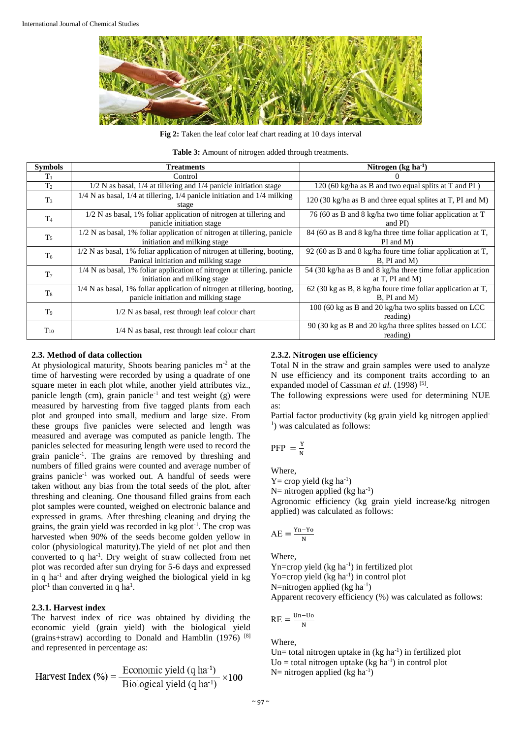**Fig 2:** Taken the leaf color leaf chart reading at 10 days interval

**Table 3:** Amount of nitrogen added through treatments.

| Symbols | Treatments | Nitrogen (kg ha$^{-1}$) |
| --- | --- | --- |
| $T_1$ | Control | 0 |
| $T_2$ | 1/2 N as basal, 1/4 at tillering and 1/4 panicle initiation stage | 120 (60 kg/ha as B and two equal splits at T and PI ) |
| $T_3$ | 1/4 N as basal, 1/4 at tillering, 1/4 panicle initiation and 1/4 milking stage | 120 (30 kg/ha as B and three equal splites at T, PI and M) |
| $T_4$ | 1/2 N as basal, 1% foliar application of nitrogen at tillering and panicle initiation stage | 76 (60 as B and 8 kg/ha two time foliar application at T and PI) |
| $T_5$ | 1/2 N as basal, 1% foliar application of nitrogen at tillering, panicle initiation and milking stage | 84 (60 as B and 8 kg/ha three time foliar application at T, PI and M) |
| $T_6$ | 1/2 N as basal, 1% foliar application of nitrogen at tillering, booting, Panical initiation and milking stage | 92 (60 as B and 8 kg/ha foure time foliar application at T, B, PI and M) |
| $T_7$ | 1/4 N as basal, 1% foliar application of nitrogen at tillering, panicle initiation and milking stage | 54 (30 kg/ha as B and 8 kg/ha three time foliar application at T, PI and M) |
| $T_8$ | 1/4 N as basal, 1% foliar application of nitrogen at tillering, booting, panicle initiation and milking stage | 62 (30 kg as B, 8 kg/ha foure time foliar application at T, B, PI and M) |
| $T_9$ | 1/2 N as basal, rest through leaf colour chart | 100 (60 kg as B and 20 kg/ha two splits bassed on LCC reading) |
| $T_{10}$ | 1/4 N as basal, rest through leaf colour chart | 90 (30 kg as B and 20 kg/ha three splites bassed on LCC reading) |

### 2.3. Method of data collection

At physiological maturity, Shoots bearing panicles m$^{-2}$ at the time of harvesting were recorded by using a quadrate of one square meter in each plot while, another yield attributes viz., panicle length (cm), grain panicle$^{-1}$ and test weight (g) were measured by harvesting from five tagged plants from each plot and grouped into small, medium and large size. From these groups five panicles were selected and length was measured and average was computed as panicle length. The panicles selected for measuring length were used to record the grain panicle$^{-1}$. The grains are removed by threshing and numbers of filled grains were counted and average number of grains panicle$^{-1}$ was worked out. A handful of seeds were taken without any bias from the total seeds of the plot, after threshing and cleaning. One thousand filled grains from each plot samples were counted, weighed on electronic balance and expressed in grams. After threshing cleaning and drying the grains, the grain yield was recorded in kg plot$^{-1}$. The crop was harvested when 90% of the seeds become golden yellow in color (physiological maturity).The yield of net plot and then converted to q ha$^{-1}$. Dry weight of straw collected from net plot was recorded after sun drying for 5-6 days and expressed in q ha$^{-1}$ and after drying weighed the biological yield in kg plot$^{-1}$ than converted in q ha$^{1}$.

#### 2.3.1. Harvest index

The harvest index of rice was obtained by dividing the economic yield (grain yield) with the biological yield (grains+straw) according to Donald and Hamblin (1976) [8] and represented in percentage as:

$$\text{Harvest Index (\%)} = \frac{\text{Economic yield (q ha}^{-1}\text{)}}{\text{Biological yield (q ha}^{-1}\text{)}} \times 100$$

#### 2.3.2. Nitrogen use efficiency

Total N in the straw and grain samples were used to analyze N use efficiency and its component traits according to an expanded model of Cassman *et al.* (1998) [5].

The following expressions were used for determining NUE as:

Partial factor productivity (kg grain yield kg nitrogen applied$^{-1}$) was calculated as follows:

$$\text{PFP} = \frac{\text{Y}}{\text{N}}$$

Where,

Y= crop yield (kg ha$^{-1}$)

N= nitrogen applied (kg ha$^{-1}$)

Agronomic efficiency (kg grain yield increase/kg nitrogen applied) was calculated as follows:

$$\text{AE} = \frac{\text{Yn} - \text{Yo}}{\text{N}}$$

Where,

Yn=crop yield (kg ha$^{-1}$) in fertilized plot

Yo=crop yield (kg ha$^{-1}$) in control plot

N=nitrogen applied (kg ha$^{-1}$)

Apparent recovery efficiency (%) was calculated as follows:

$$\text{RE} = \frac{\text{Un} - \text{Uo}}{\text{N}}$$

Where,

Un= total nitrogen uptake in (kg ha$^{-1}$) in fertilized plot

Uo = total nitrogen uptake (kg ha$^{-1}$) in control plot

N= nitrogen applied (kg ha$^{-1}$)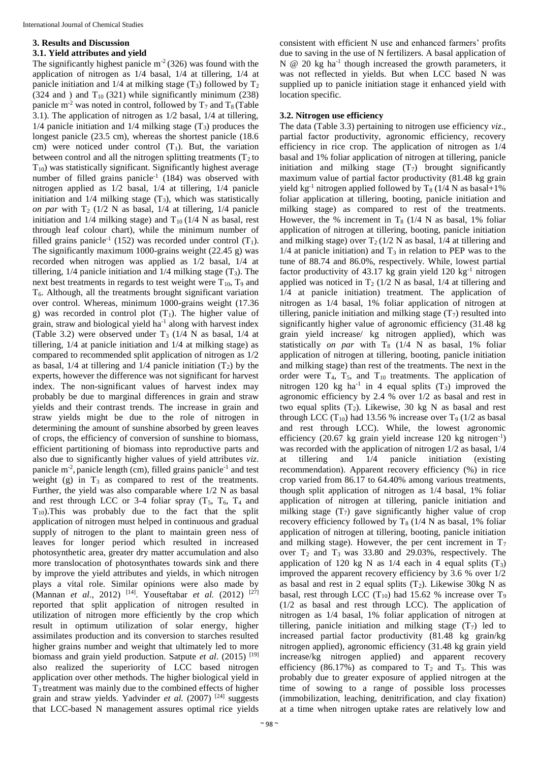## 3. Results and Discussion

### 3.1. Yield attributes and yield

The significantly highest panicle $m^{-2}$ (326) was found with the application of nitrogen as 1/4 basal, 1/4 at tillering, 1/4 at panicle initiation and 1/4 at milking stage ($T_3$) followed by $T_2$ (324 and ) and $T_{10}$ (321) while significantly minimum (238) panicle $m^{-2}$ was noted in control, followed by $T_7$ and $T_8$ (Table 3.1). The application of nitrogen as 1/2 basal, 1/4 at tillering, 1/4 panicle initiation and 1/4 milking stage ($T_3$) produces the longest panicle (23.5 cm), whereas the shortest panicle (18.6 cm) were noticed under control ($T_1$). But, the variation between control and all the nitrogen splitting treatments ($T_2$ to $T_{10}$) was statistically significant. Significantly highest average number of filled grains panicle$^{-1}$ (184) was observed with nitrogen applied as 1/2 basal, 1/4 at tillering, 1/4 panicle initiation and 1/4 milking stage ($T_3$), which was statistically *on par* with $T_2$ (1/2 N as basal, 1/4 at tillering, 1/4 panicle initiation and 1/4 milking stage) and $T_{10}$ (1/4 N as basal, rest through leaf colour chart), while the minimum number of filled grains panicle$^{-1}$ (152) was recorded under control ($T_1$). The significantly maximum 1000-grains weight (22.45 g) was recorded when nitrogen was applied as 1/2 basal, 1/4 at tillering, 1/4 panicle initiation and 1/4 milking stage ($T_3$). The next best treatments in regards to test weight were $T_{10}$, $T_9$ and $T_6$. Although, all the treatments brought significant variation over control. Whereas, minimum 1000-grains weight (17.36 g) was recorded in control plot ($T_1$). The higher value of grain, straw and biological yield ha$^{-1}$ along with harvest index (Table 3.2) were observed under $T_3$ (1/4 N as basal, 1/4 at tillering, 1/4 at panicle initiation and 1/4 at milking stage) as compared to recommended split application of nitrogen as 1/2 as basal, 1/4 at tillering and 1/4 panicle initiation ($T_2$) by the experts, however the difference was not significant for harvest index. The non-significant values of harvest index may probably be due to marginal differences in grain and straw yields and their contrast trends. The increase in grain and straw yields might be due to the role of nitrogen in determining the amount of sunshine absorbed by green leaves of crops, the efficiency of conversion of sunshine to biomass, efficient partitioning of biomass into reproductive parts and also due to significantly higher values of yield attributes *viz*. panicle $m^{-2}$, panicle length (cm), filled grains panicle$^{-1}$ and test weight (g) in $T_3$ as compared to rest of the treatments. Further, the yield was also comparable where 1/2 N as basal and rest through LCC or 3-4 foliar spray ($T_5$, $T_6$, $T_4$ and $T_{10}$).This was probably due to the fact that the split application of nitrogen must helped in continuous and gradual supply of nitrogen to the plant to maintain green ness of leaves for longer period which resulted in increased photosynthetic area, greater dry matter accumulation and also more translocation of photosynthates towards sink and there by improve the yield attributes and yields, in which nitrogen plays a vital role. Similar opinions were also made by (Mannan *et al*., 2012) [14]. Youseftabar *et al.* (2012) [27] reported that split application of nitrogen resulted in utilization of nitrogen more efficiently by the crop which result in optimum utilization of solar energy, higher assimilates production and its conversion to starches resulted higher grains number and weight that ultimately led to more biomass and grain yield production. Satpute *et al*. (2015) [19] also realized the superiority of LCC based nitrogen application over other methods. The higher biological yield in $T_3$ treatment was mainly due to the combined effects of higher grain and straw yields. Yadvinder *et al.* (2007) [24] suggests that LCC-based N management assures optimal rice yields consistent with efficient N use and enhanced farmers' profits due to saving in the use of N fertilizers. A basal application of N @ 20 kg ha$^{-1}$ though increased the growth parameters, it was not reflected in yields. But when LCC based N was supplied up to panicle initiation stage it enhanced yield with location specific.

### 3.2. Nitrogen use efficiency

The data (Table 3.3) pertaining to nitrogen use efficiency *viz*., partial factor productivity, agronomic efficiency, recovery efficiency in rice crop. The application of nitrogen as 1/4 basal and 1% foliar application of nitrogen at tillering, panicle initiation and milking stage ($T_7$) brought significantly maximum value of partial factor productivity (81.48 kg grain yield kg$^{-1}$ nitrogen applied followed by $T_8$ (1/4 N as basal+1% foliar application at tillering, booting, panicle initiation and milking stage) as compared to rest of the treatments. However, the % increment in $T_8$ (1/4 N as basal, 1% foliar application of nitrogen at tillering, booting, panicle initiation and milking stage) over $T_2$ (1/2 N as basal, 1/4 at tillering and 1/4 at panicle initiation) and $T_3$ in relation to PEP was to the tune of 88.74 and 86.0%, respectively. While, lowest partial factor productivity of 43.17 kg grain yield 120 kg$^{-1}$ nitrogen applied was noticed in $T_2$ (1/2 N as basal, 1/4 at tillering and 1/4 at panicle initiation) treatment. The application of nitrogen as 1/4 basal, 1% foliar application of nitrogen at tillering, panicle initiation and milking stage ($T_7$) resulted into significantly higher value of agronomic efficiency (31.48 kg grain yield increase/ kg nitrogen applied), which was statistically *on par* with $T_8$ (1/4 N as basal, 1% foliar application of nitrogen at tillering, booting, panicle initiation and milking stage) than rest of the treatments. The next in the order were $T_4$, $T_5$, and $T_{10}$ treatments. The application of nitrogen 120 kg ha$^{-1}$ in 4 equal splits ($T_3$) improved the agronomic efficiency by 2.4 % over 1/2 as basal and rest in two equal splits ($T_2$). Likewise, 30 kg N as basal and rest through LCC ($T_{10}$) had 13.56 % increase over $T_9$ (1/2 as basal and rest through LCC). While, the lowest agronomic efficiency (20.67 kg grain yield increase 120 kg nitrogen$^{-1}$) was recorded with the application of nitrogen 1/2 as basal, 1/4 at tillering and 1/4 panicle initiation (existing recommendation). Apparent recovery efficiency (%) in rice crop varied from 86.17 to 64.40% among various treatments, though split application of nitrogen as 1/4 basal, 1% foliar application of nitrogen at tillering, panicle initiation and milking stage ($T_7$) gave significantly higher value of crop recovery efficiency followed by $T_8$ (1/4 N as basal, 1% foliar application of nitrogen at tillering, booting, panicle initiation and milking stage). However, the per cent increment in $T_7$ over $T_2$ and $T_3$ was 33.80 and 29.03%, respectively. The application of 120 kg N as 1/4 each in 4 equal splits ($T_3$) improved the apparent recovery efficiency by 3.6 % over 1/2 as basal and rest in 2 equal splits ($T_2$). Likewise 30kg N as basal, rest through LCC ($T_{10}$) had 15.62 % increase over $T_9$ (1/2 as basal and rest through LCC). The application of nitrogen as 1/4 basal, 1% foliar application of nitrogen at tillering, panicle initiation and milking stage ($T_7$) led to increased partial factor productivity (81.48 kg grain/kg nitrogen applied), agronomic efficiency (31.48 kg grain yield increase/kg nitrogen applied) and apparent recovery efficiency (86.17%) as compared to $T_2$ and $T_3$. This was probably due to greater exposure of applied nitrogen at the time of sowing to a range of possible loss processes (immobilization, leaching, denitrification, and clay fixation) at a time when nitrogen uptake rates are relatively low and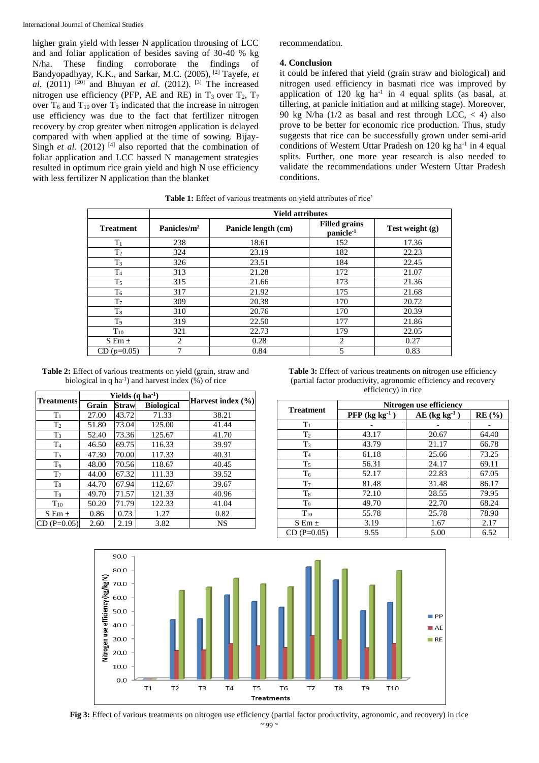higher grain yield with lesser N application througing of LCC and and foliar application of besides saving of 30-40 % kg N/ha. These finding corroborate the findings of Bandyopadhyay, K.K., and Sarkar, M.C. (2005), [2] Tayefe, *et al.* (2011) [20] and Bhuyan *et al*. (2012). [3] The increased nitrogen use efficiency (PFP, AE and RE) in $T_3$ over $T_2$, $T_7$ over $T_6$ and $T_{10}$ over $T_9$ indicated that the increase in nitrogen use efficiency was due to the fact that fertilizer nitrogen recovery by crop greater when nitrogen application is delayed compared with when applied at the time of sowing. Bijay-Singh *et al.* (2012) [4] also reported that the combination of foliar application and LCC bassed N management strategies resulted in optimum rice grain yield and high N use efficiency with less fertilizer N application than the blanket recommendation.

## 4. Conclusion

it could be infered that yield (grain straw and biological) and nitrogen used efficiency in basmati rice was improved by application of 120 kg ha$^{-1}$ in 4 equal splits (as basal, at tillering, at panicle initiation and at milking stage). Moreover, 90 kg N/ha (1/2 as basal and rest through LCC, < 4) also prove to be better for economic rice production. Thus, study suggests that rice can be successfully grown under semi-arid conditions of Western Uttar Pradesh on 120 kg ha$^{-1}$ in 4 equal splits. Further, one more year research is also needed to validate the recommendations under Western Uttar Pradesh conditions.

**Table 1:** Effect of various treatments on yield attributes of rice'

| | Yield attributes | | | |
|---|---|---|---|---|
| **Treatment** | **Panicles/m$^2$** | **Panicle length (cm)** | **Filled grains panicle$^{-1}$** | **Test weight (g)** |
| $T_1$ | 238 | 18.61 | 152 | 17.36 |
| $T_2$ | 324 | 23.19 | 182 | 22.23 |
| $T_3$ | 326 | 23.51 | 184 | 22.45 |
| $T_4$ | 313 | 21.28 | 172 | 21.07 |
| $T_5$ | 315 | 21.66 | 173 | 21.36 |
| $T_6$ | 317 | 21.92 | 175 | 21.68 |
| $T_7$ | 309 | 20.38 | 170 | 20.72 |
| $T_8$ | 310 | 20.76 | 170 | 20.39 |
| $T_9$ | 319 | 22.50 | 177 | 21.86 |
| $T_{10}$ | 321 | 22.73 | 179 | 22.05 |
| S Em ± | 2 | 0.28 | 2 | 0.27 |
| CD ($p$=0.05) | 7 | 0.84 | 5 | 0.83 |

**Table 2:** Effect of various treatments on yield (grain, straw and biological in q ha$^{-1}$) and harvest index (%) of rice

| Treatments | Yields (q ha$^{-1}$) | | | Harvest index (%) |
|---|---|---|---|---|
| | Grain | Straw | Biological | |
| $T_1$ | 27.00 | 43.72 | 71.33 | 38.21 |
| $T_2$ | 51.80 | 73.04 | 125.00 | 41.44 |
| $T_3$ | 52.40 | 73.36 | 125.67 | 41.70 |
| $T_4$ | 46.50 | 69.75 | 116.33 | 39.97 |
| $T_5$ | 47.30 | 70.00 | 117.33 | 40.31 |
| $T_6$ | 48.00 | 70.56 | 118.67 | 40.45 |
| $T_7$ | 44.00 | 67.32 | 111.33 | 39.52 |
| $T_8$ | 44.70 | 67.94 | 112.67 | 39.67 |
| $T_9$ | 49.70 | 71.57 | 121.33 | 40.96 |
| $T_{10}$ | 50.20 | 71.79 | 122.33 | 41.04 |
| S Em ± | 0.86 | 0.73 | 1.27 | 0.82 |
| CD (P=0.05) | 2.60 | 2.19 | 3.82 | NS |

**Table 3:** Effect of various treatments on nitrogen use efficiency (partial factor productivity, agronomic efficiency and recovery efficiency) in rice

| Treatment | Nitrogen use efficiency | | |
|---|---|---|---|
| | PFP (kg kg$^{-1}$) | AE (kg kg$^{-1}$) | RE (%) |
| $T_1$ | - | - | - |
| $T_2$ | 43.17 | 20.67 | 64.40 |
| $T_3$ | 43.79 | 21.17 | 66.78 |
| $T_4$ | 61.18 | 25.66 | 73.25 |
| $T_5$ | 56.31 | 24.17 | 69.11 |
| $T_6$ | 52.17 | 22.83 | 67.05 |
| $T_7$ | 81.48 | 31.48 | 86.17 |
| $T_8$ | 72.10 | 28.55 | 79.95 |
| $T_9$ | 49.70 | 22.70 | 68.24 |
| $T_{10}$ | 55.78 | 25.78 | 78.90 |
| S Em ± | 3.19 | 1.67 | 2.17 |
| CD (P=0.05) | 9.55 | 5.00 | 6.52 |

**Fig 3:** Effect of various treatments on nitrogen use efficiency (partial factor productivity, agronomic, and recovery) in rice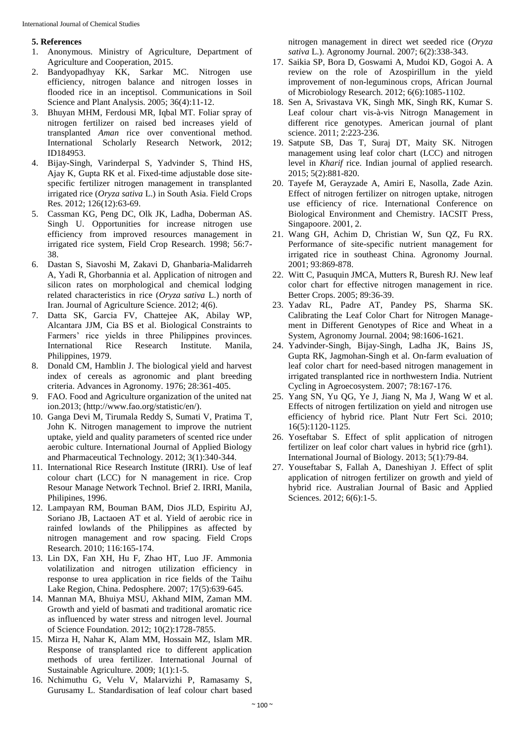## 5. References

1. Anonymous. Ministry of Agriculture, Department of Agriculture and Cooperation, 2015.
2. Bandyopadhyay KK, Sarkar MC. Nitrogen use efficiency, nitrogen balance and nitrogen losses in flooded rice in an inceptisol. Communications in Soil Science and Plant Analysis. 2005; 36(4):11-12.
3. Bhuyan MHM, Ferdousi MR, Iqbal MT. Foliar spray of nitrogen fertilizer on raised bed increases yield of transplanted *Aman* rice over conventional method. International Scholarly Research Network, 2012; ID184953.
4. Bijay-Singh, Varinderpal S, Yadvinder S, Thind HS, Ajay K, Gupta RK et al. Fixed-time adjustable dose site-specific fertilizer nitrogen management in transplanted irrigated rice (*Oryza sativa* L.) in South Asia. Field Crops Res. 2012; 126(12):63-69.
5. Cassman KG, Peng DC, Olk JK, Ladha, Doberman AS. Singh U. Opportunities for increase nitrogen use efficiency from improved resources management in irrigated rice system, Field Crop Research. 1998; 56:7-38.
6. Dastan S, Siavoshi M, Zakavi D, Ghanbaria-Malidarreh A, Yadi R, Ghorbannia et al. Application of nitrogen and silicon rates on morphological and chemical lodging related characteristics in rice (*Oryza sativa* L.) north of Iran. Journal of Agriculture Science. 2012; 4(6).
7. Datta SK, Garcia FV, Chattejee AK, Abilay WP, Alcantara JJM, Cia BS et al. Biological Constraints to Farmers' rice yields in three Philippines provinces. International Rice Research Institute. Manila, Philippines, 1979.
8. Donald CM, Hamblin J. The biological yield and harvest index of cereals as agronomic and plant breeding criteria. Advances in Agronomy. 1976; 28:361-405.
9. FAO. Food and Agriculture organization of the united nat ion.2013; (http://www.fao.org/statistic/en/).
10. Ganga Devi M, Tirumala Reddy S, Sumati V, Pratima T, John K. Nitrogen management to improve the nutrient uptake, yield and quality parameters of scented rice under aerobic culture. International Journal of Applied Biology and Pharmaceutical Technology. 2012; 3(1):340-344.
11. International Rice Research Institute (IRRI). Use of leaf colour chart (LCC) for N management in rice. Crop Resour Manage Network Technol. Brief 2. IRRI, Manila, Philipines, 1996.
12. Lampayan RM, Bouman BAM, Dios JLD, Espiritu AJ, Soriano JB, Lactaoen AT et al. Yield of aerobic rice in rainfed lowlands of the Philippines as affected by nitrogen management and row spacing. Field Crops Research. 2010; 116:165-174.
13. Lin DX, Fan XH, Hu F, Zhao HT, Luo JF. Ammonia volatilization and nitrogen utilization efficiency in response to urea application in rice fields of the Taihu Lake Region, China. Pedosphere. 2007; 17(5):639-645.
14. Mannan MA, Bhuiya MSU, Akhand MIM, Zaman MM. Growth and yield of basmati and traditional aromatic rice as influenced by water stress and nitrogen level. Journal of Science Foundation. 2012; 10(2):1728-7855.
15. Mirza H, Nahar K, Alam MM, Hossain MZ, Islam MR. Response of transplanted rice to different application methods of urea fertilizer. International Journal of Sustainable Agriculture. 2009; 1(1):1-5.
16. Nchimuthu G, Velu V, Malarvizhi P, Ramasamy S, Gurusamy L. Standardisation of leaf colour chart based nitrogen management in direct wet seeded rice (*Oryza sativa* L.). Agronomy Journal. 2007; 6(2):338-343.
17. Saikia SP, Bora D, Goswami A, Mudoi KD, Gogoi A. A review on the role of Azospirillum in the yield improvement of non-leguminous crops, African Journal of Microbiology Research. 2012; 6(6):1085-1102.
18. Sen A, Srivastava VK, Singh MK, Singh RK, Kumar S. Leaf colour chart vis-à-vis Nitrogn Management in different rice genotypes. American journal of plant science. 2011; 2:223-236.
19. Satpute SB, Das T, Suraj DT, Maity SK. Nitrogen management using leaf color chart (LCC) and nitrogen level in *Kharif* rice. Indian journal of applied research. 2015; 5(2):881-820.
20. Tayefe M, Gerayzade A, Amiri E, Nasolla, Zade Azin. Effect of nitrogen fertilizer on nitrogen uptake, nitrogen use efficiency of rice. International Conference on Biological Environment and Chemistry. IACSIT Press, Singapoore. 2001, 2.
21. Wang GH, Achim D, Christian W, Sun QZ, Fu RX. Performance of site-specific nutrient management for irrigated rice in southeast China. Agronomy Journal. 2001; 93:869-878.
22. Witt C, Pasuquin JMCA, Mutters R, Buresh RJ. New leaf color chart for effective nitrogen management in rice. Better Crops. 2005; 89:36-39.
23. Yadav RL, Padre AT, Pandey PS, Sharma SK. Calibrating the Leaf Color Chart for Nitrogen Management in Different Genotypes of Rice and Wheat in a System, Agronomy Journal. 2004; 98:1606-1621.
24. Yadvinder-Singh, Bijay-Singh, Ladha JK, Bains JS, Gupta RK, Jagmohan-Singh et al. On-farm evaluation of leaf color chart for need-based nitrogen management in irrigated transplanted rice in northwestern India. Nutrient Cycling in Agroecosystem. 2007; 78:167-176.
25. Yang SN, Yu QG, Ye J, Jiang N, Ma J, Wang W et al. Effects of nitrogen fertilization on yield and nitrogen use efficiency of hybrid rice. Plant Nutr Fert Sci. 2010; 16(5):1120-1125.
26. Yoseftabar S. Effect of split application of nitrogen fertilizer on leaf color chart values in hybrid rice (grh1). International Journal of Biology. 2013; 5(1):79-84.
27. Youseftabar S, Fallah A, Daneshiyan J. Effect of split application of nitrogen fertilizer on growth and yield of hybrid rice. Australian Journal of Basic and Applied Sciences. 2012; 6(6):1-5.